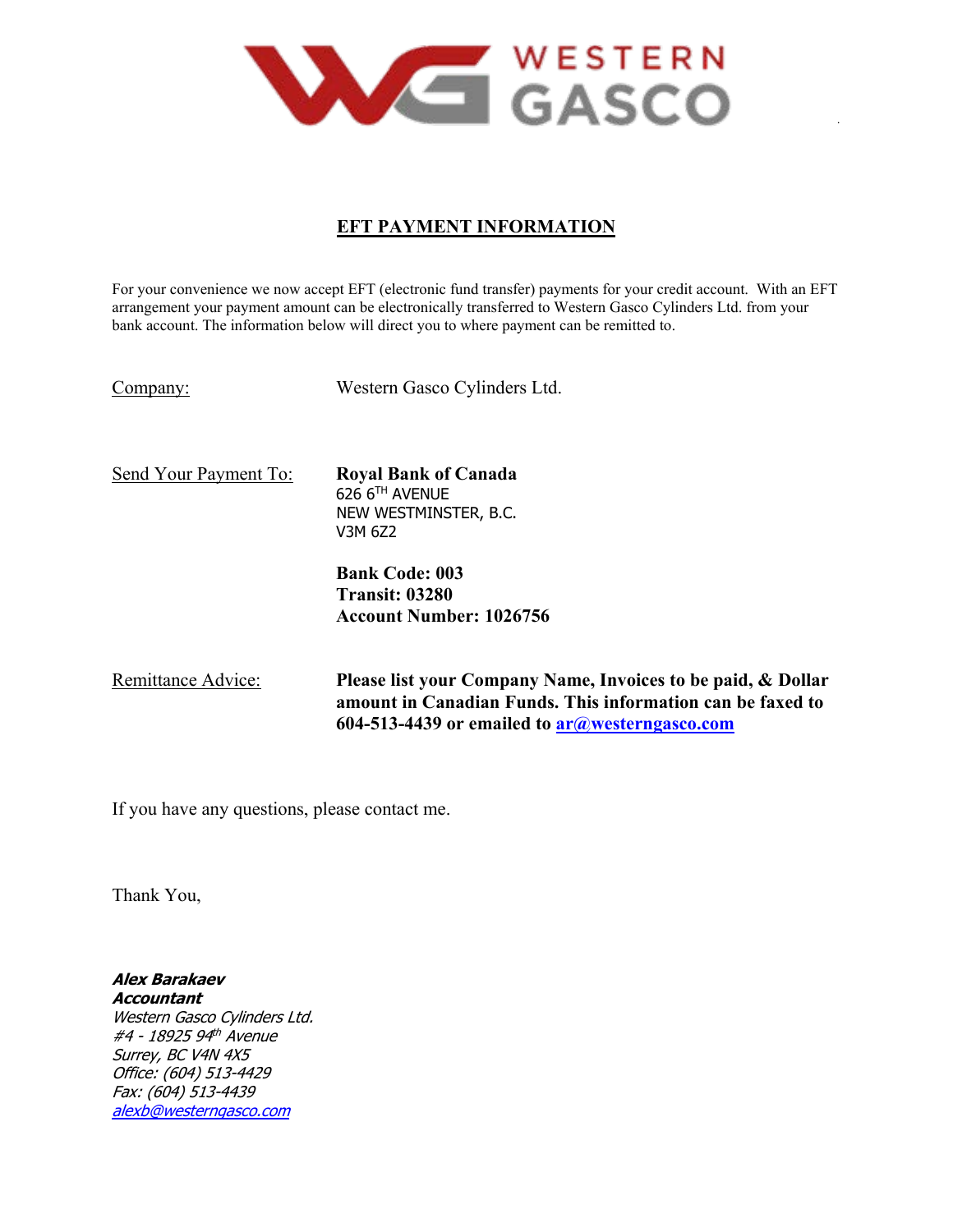WESTERN GASCO

## EFT PAYMENT INFORMATION

For your convenience we now accept EFT (electronic fund transfer) payments for your credit account. With an EFT arrangement your payment amount can be electronically transferred to Western Gasco Cylinders Ltd. from your bank account. The information below will direct you to where payment can be remitted to.

| | |
|---|---|
| Company: | Western Gasco Cylinders Ltd. |
| Send Your Payment To: | **Royal Bank of Canada**<br>626 6TH AVENUE<br>NEW WESTMINSTER, B.C.<br>V3M 6Z2<br><br>**Bank Code: 003**<br>**Transit: 03280**<br>**Account Number: 1026756** |
| Remittance Advice: | **Please list your Company Name, Invoices to be paid, & Dollar amount in Canadian Funds. This information can be faxed to 604-513-4439 or emailed to ar@westerngasco.com** |

If you have any questions, please contact me.

Thank You,

***Alex Barakaev***
***Accountant***
*Western Gasco Cylinders Ltd.*
*#4 - 18925 94th Avenue*
*Surrey, BC V4N 4X5*
*Office: (604) 513-4429*
*Fax: (604) 513-4439*
*alexb@westerngasco.com*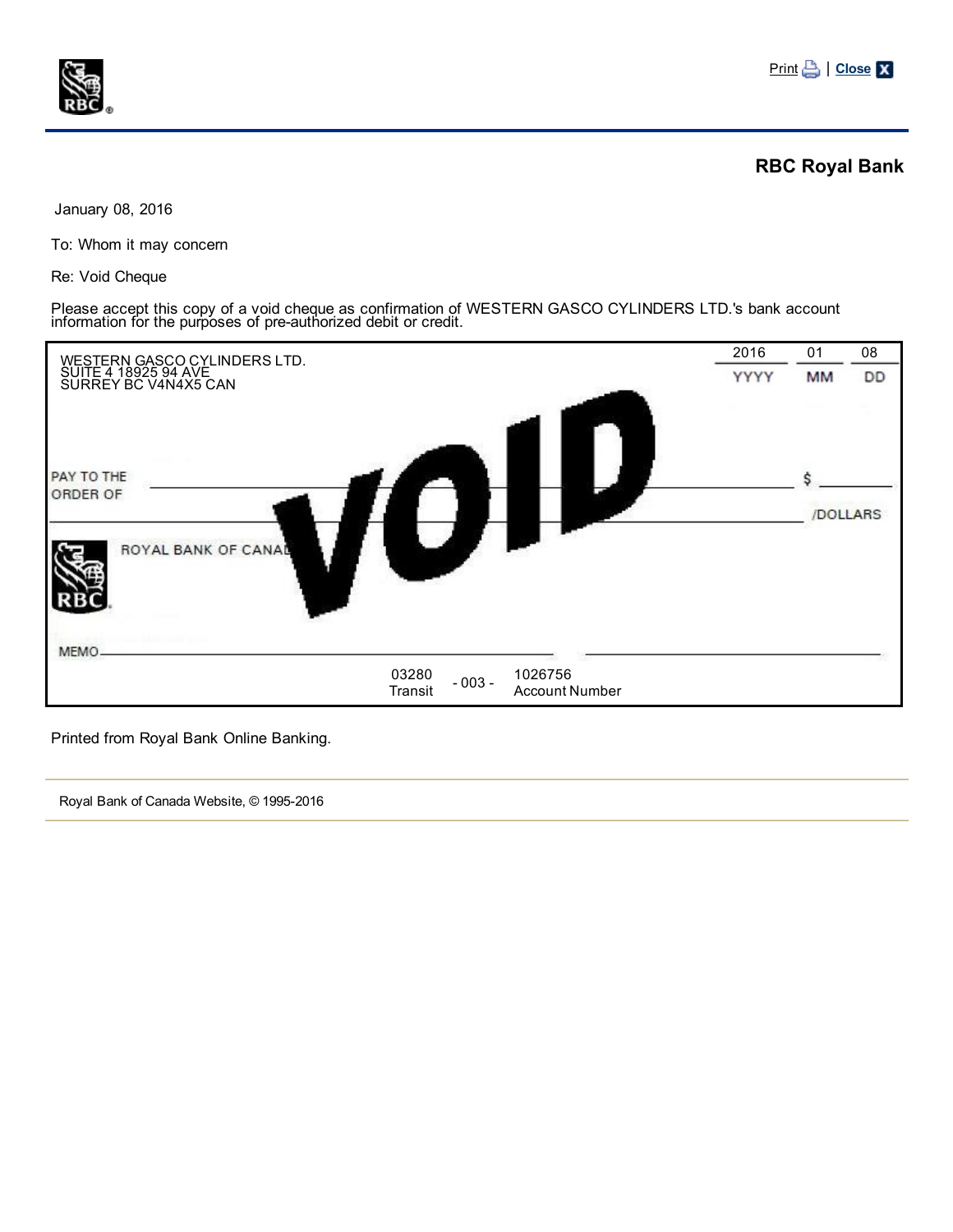Print | Close

## RBC Royal Bank

January 08, 2016

To: Whom it may concern

Re: Void Cheque

Please accept this copy of a void cheque as confirmation of WESTERN GASCO CYLINDERS LTD.'s bank account information for the purposes of pre-authorized debit or credit.

WESTERN GASCO CYLINDERS LTD.
SUITE 4 18925 94 AVE
SURREY BC V4N4X5 CAN

| 2016 | 01 | 08 |
|---|---|---|
| YYYY | MM | DD |

PAY TO THE ORDER OF ______________________ $ ________

______________________ /DOLLARS

ROYAL BANK OF CANAD

VOID

MEMO ______________________

03280 Transit - 003 - 1026756 Account Number

Printed from Royal Bank Online Banking.

Royal Bank of Canada Website, © 1995-2016